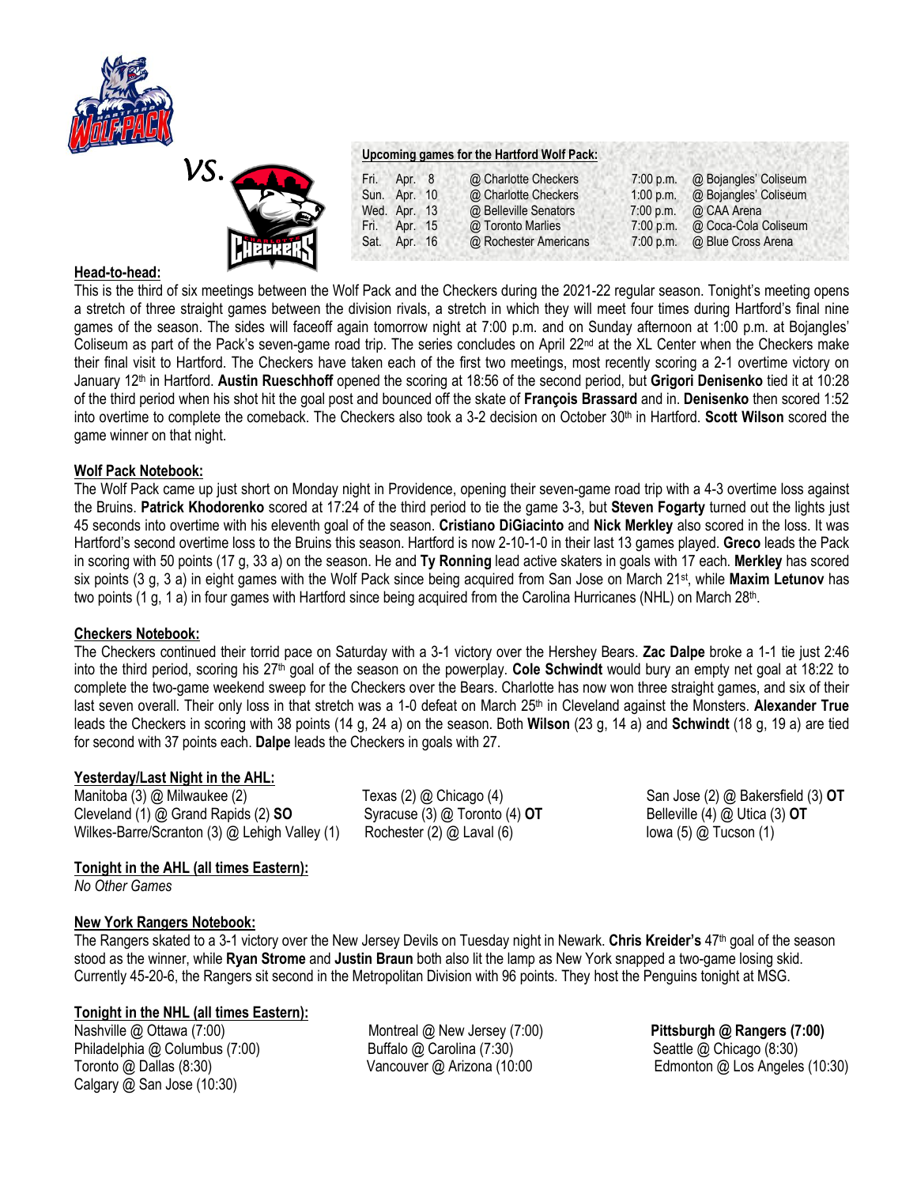vs.

**Upcoming games for the Hartford Wolf Pack:**

| | | | | |
|---|---|---|---|---|
| Fri. | Apr. 8 | @ Charlotte Checkers | 7:00 p.m. | @ Bojangles' Coliseum |
| Sun. | Apr. 10 | @ Charlotte Checkers | 1:00 p.m. | @ Bojangles' Coliseum |
| Wed. | Apr. 13 | @ Belleville Senators | 7:00 p.m. | @ CAA Arena |
| Fri. | Apr. 15 | @ Toronto Marlies | 7:00 p.m. | @ Coca-Cola Coliseum |
| Sat. | Apr. 16 | @ Rochester Americans | 7:00 p.m. | @ Blue Cross Arena |

**Head-to-head:**

This is the third of six meetings between the Wolf Pack and the Checkers during the 2021-22 regular season. Tonight's meeting opens a stretch of three straight games between the division rivals, a stretch in which they will meet four times during Hartford's final nine games of the season. The sides will faceoff again tomorrow night at 7:00 p.m. and on Sunday afternoon at 1:00 p.m. at Bojangles' Coliseum as part of the Pack's seven-game road trip. The series concludes on April 22nd at the XL Center when the Checkers make their final visit to Hartford. The Checkers have taken each of the first two meetings, most recently scoring a 2-1 overtime victory on January 12th in Hartford. **Austin Rueschhoff** opened the scoring at 18:56 of the second period, but **Grigori Denisenko** tied it at 10:28 of the third period when his shot hit the goal post and bounced off the skate of **François Brassard** and in. **Denisenko** then scored 1:52 into overtime to complete the comeback. The Checkers also took a 3-2 decision on October 30th in Hartford. **Scott Wilson** scored the game winner on that night.

**Wolf Pack Notebook:**

The Wolf Pack came up just short on Monday night in Providence, opening their seven-game road trip with a 4-3 overtime loss against the Bruins. **Patrick Khodorenko** scored at 17:24 of the third period to tie the game 3-3, but **Steven Fogarty** turned out the lights just 45 seconds into overtime with his eleventh goal of the season. **Cristiano DiGiacinto** and **Nick Merkley** also scored in the loss. It was Hartford's second overtime loss to the Bruins this season. Hartford is now 2-10-1-0 in their last 13 games played. **Greco** leads the Pack in scoring with 50 points (17 g, 33 a) on the season. He and **Ty Ronning** lead active skaters in goals with 17 each. **Merkley** has scored six points (3 g, 3 a) in eight games with the Wolf Pack since being acquired from San Jose on March 21st, while **Maxim Letunov** has two points (1 g, 1 a) in four games with Hartford since being acquired from the Carolina Hurricanes (NHL) on March 28th.

**Checkers Notebook:**

The Checkers continued their torrid pace on Saturday with a 3-1 victory over the Hershey Bears. **Zac Dalpe** broke a 1-1 tie just 2:46 into the third period, scoring his 27th goal of the season on the powerplay. **Cole Schwindt** would bury an empty net goal at 18:22 to complete the two-game weekend sweep for the Checkers over the Bears. Charlotte has now won three straight games, and six of their last seven overall. Their only loss in that stretch was a 1-0 defeat on March 25th in Cleveland against the Monsters. **Alexander True** leads the Checkers in scoring with 38 points (14 g, 24 a) on the season. Both **Wilson** (23 g, 14 a) and **Schwindt** (18 g, 19 a) are tied for second with 37 points each. **Dalpe** leads the Checkers in goals with 27.

**Yesterday/Last Night in the AHL:**

Manitoba (3) @ Milwaukee (2)
Cleveland (1) @ Grand Rapids (2) **SO**
Wilkes-Barre/Scranton (3) @ Lehigh Valley (1)
Texas (2) @ Chicago (4)
Syracuse (3) @ Toronto (4) **OT**
Rochester (2) @ Laval (6)
San Jose (2) @ Bakersfield (3) **OT**
Belleville (4) @ Utica (3) **OT**
Iowa (5) @ Tucson (1)

**Tonight in the AHL (all times Eastern):**

*No Other Games*

**New York Rangers Notebook:**

The Rangers skated to a 3-1 victory over the New Jersey Devils on Tuesday night in Newark. **Chris Kreider's** 47th goal of the season stood as the winner, while **Ryan Strome** and **Justin Braun** both also lit the lamp as New York snapped a two-game losing skid. Currently 45-20-6, the Rangers sit second in the Metropolitan Division with 96 points. They host the Penguins tonight at MSG.

**Tonight in the NHL (all times Eastern):**

Nashville @ Ottawa (7:00)
Philadelphia @ Columbus (7:00)
Toronto @ Dallas (8:30)
Calgary @ San Jose (10:30)
Montreal @ New Jersey (7:00)
Buffalo @ Carolina (7:30)
Vancouver @ Arizona (10:00
**Pittsburgh @ Rangers (7:00)**
Seattle @ Chicago (8:30)
Edmonton @ Los Angeles (10:30)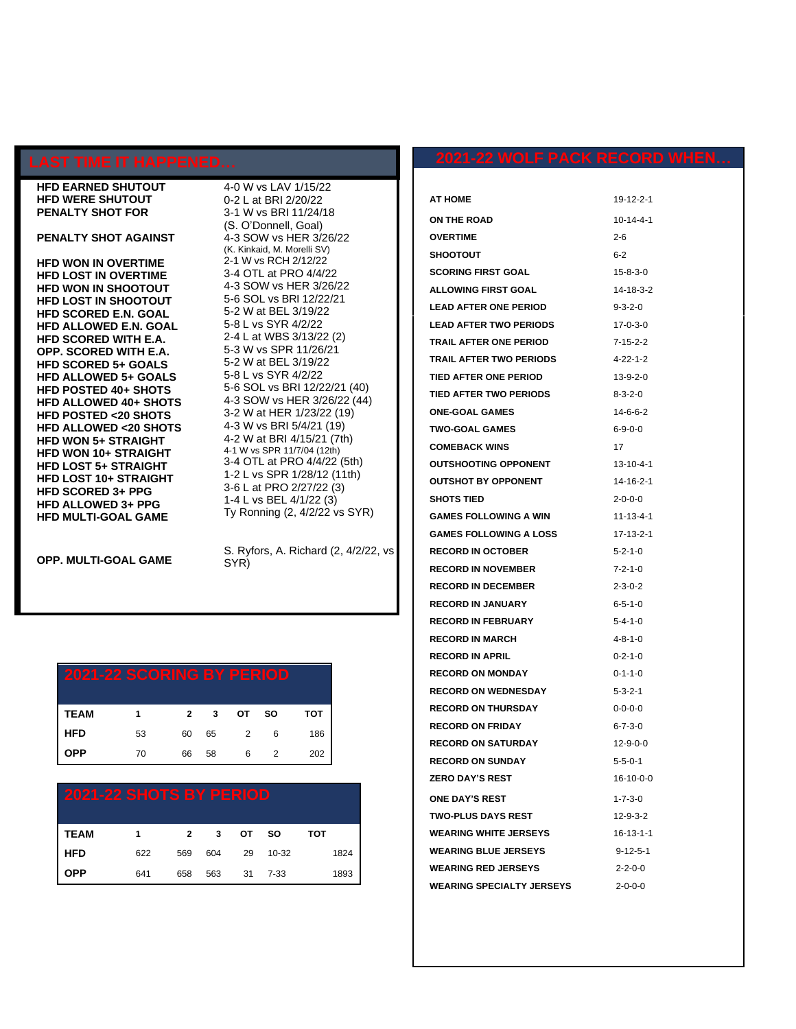## LAST TIME IT HAPPENED…

| | |
|---|---|
| **HFD EARNED SHUTOUT** | 4-0 W vs LAV 1/15/22 |
| **HFD WERE SHUTOUT** | 0-2 L at BRI 2/20/22 |
| **PENALTY SHOT FOR** | 3-1 W vs BRI 11/24/18 (S. O'Donnell, Goal) |
| **PENALTY SHOT AGAINST** | 4-3 SOW vs HER 3/26/22 (K. Kinkaid, M. Morelli SV) |
| **HFD WON IN OVERTIME** | 2-1 W vs RCH 2/12/22 |
| **HFD LOST IN OVERTIME** | 3-4 OTL at PRO 4/4/22 |
| **HFD WON IN SHOOTOUT** | 4-3 SOW vs HER 3/26/22 |
| **HFD LOST IN SHOOTOUT** | 5-6 SOL vs BRI 12/22/21 |
| **HFD SCORED E.N. GOAL** | 5-2 W at BEL 3/19/22 |
| **HFD ALLOWED E.N. GOAL** | 5-8 L vs SYR 4/2/22 |
| **HFD SCORED WITH E.A.** | 2-4 L at WBS 3/13/22 (2) |
| **OPP. SCORED WITH E.A.** | 5-3 W vs SPR 11/26/21 |
| **HFD SCORED 5+ GOALS** | 5-2 W at BEL 3/19/22 |
| **HFD ALLOWED 5+ GOALS** | 5-8 L vs SYR 4/2/22 |
| **HFD POSTED 40+ SHOTS** | 5-6 SOL vs BRI 12/22/21 (40) |
| **HFD ALLOWED 40+ SHOTS** | 4-3 SOW vs HER 3/26/22 (44) |
| **HFD POSTED <20 SHOTS** | 3-2 W at HER 1/23/22 (19) |
| **HFD ALLOWED <20 SHOTS** | 4-3 W vs BRI 5/4/21 (19) |
| **HFD WON 5+ STRAIGHT** | 4-2 W at BRI 4/15/21 (7th) |
| **HFD WON 10+ STRAIGHT** | 4-1 W vs SPR 11/7/04 (12th) |
| **HFD LOST 5+ STRAIGHT** | 3-4 OTL at PRO 4/4/22 (5th) |
| **HFD LOST 10+ STRAIGHT** | 1-2 L vs SPR 1/28/12 (11th) |
| **HFD SCORED 3+ PPG** | 3-6 L at PRO 2/27/22 (3) |
| **HFD ALLOWED 3+ PPG** | 1-4 L vs BEL 4/1/22 (3) |
| **HFD MULTI-GOAL GAME** | Ty Ronning (2, 4/2/22 vs SYR) |
| **OPP. MULTI-GOAL GAME** | S. Ryfors, A. Richard (2, 4/2/22, vs SYR) |

## 2021-22 SCORING BY PERIOD

| TEAM | 1 | 2 | 3 | OT | SO | TOT |
|---|---|---|---|---|---|---|
| HFD | 53 | 60 | 65 | 2 | 6 | 186 |
| OPP | 70 | 66 | 58 | 6 | 2 | 202 |

## 2021-22 SHOTS BY PERIOD

| TEAM | 1 | 2 | 3 | OT | SO | TOT |
|---|---|---|---|---|---|---|
| HFD | 622 | 569 | 604 | 29 | 10-32 | 1824 |
| OPP | 641 | 658 | 563 | 31 | 7-33 | 1893 |

## 2021-22 WOLF PACK RECORD WHEN…

| | |
|---|---|
| **AT HOME** | 19-12-2-1 |
| **ON THE ROAD** | 10-14-4-1 |
| **OVERTIME** | 2-6 |
| **SHOOTOUT** | 6-2 |
| **SCORING FIRST GOAL** | 15-8-3-0 |
| **ALLOWING FIRST GOAL** | 14-18-3-2 |
| **LEAD AFTER ONE PERIOD** | 9-3-2-0 |
| **LEAD AFTER TWO PERIODS** | 17-0-3-0 |
| **TRAIL AFTER ONE PERIOD** | 7-15-2-2 |
| **TRAIL AFTER TWO PERIODS** | 4-22-1-2 |
| **TIED AFTER ONE PERIOD** | 13-9-2-0 |
| **TIED AFTER TWO PERIODS** | 8-3-2-0 |
| **ONE-GOAL GAMES** | 14-6-6-2 |
| **TWO-GOAL GAMES** | 6-9-0-0 |
| **COMEBACK WINS** | 17 |
| **OUTSHOOTING OPPONENT** | 13-10-4-1 |
| **OUTSHOT BY OPPONENT** | 14-16-2-1 |
| **SHOTS TIED** | 2-0-0-0 |
| **GAMES FOLLOWING A WIN** | 11-13-4-1 |
| **GAMES FOLLOWING A LOSS** | 17-13-2-1 |
| **RECORD IN OCTOBER** | 5-2-1-0 |
| **RECORD IN NOVEMBER** | 7-2-1-0 |
| **RECORD IN DECEMBER** | 2-3-0-2 |
| **RECORD IN JANUARY** | 6-5-1-0 |
| **RECORD IN FEBRUARY** | 5-4-1-0 |
| **RECORD IN MARCH** | 4-8-1-0 |
| **RECORD IN APRIL** | 0-2-1-0 |
| **RECORD ON MONDAY** | 0-1-1-0 |
| **RECORD ON WEDNESDAY** | 5-3-2-1 |
| **RECORD ON THURSDAY** | 0-0-0-0 |
| **RECORD ON FRIDAY** | 6-7-3-0 |
| **RECORD ON SATURDAY** | 12-9-0-0 |
| **RECORD ON SUNDAY** | 5-5-0-1 |
| **ZERO DAY'S REST** | 16-10-0-0 |
| **ONE DAY'S REST** | 1-7-3-0 |
| **TWO-PLUS DAYS REST** | 12-9-3-2 |
| **WEARING WHITE JERSEYS** | 16-13-1-1 |
| **WEARING BLUE JERSEYS** | 9-12-5-1 |
| **WEARING RED JERSEYS** | 2-2-0-0 |
| **WEARING SPECIALTY JERSEYS** | 2-0-0-0 |